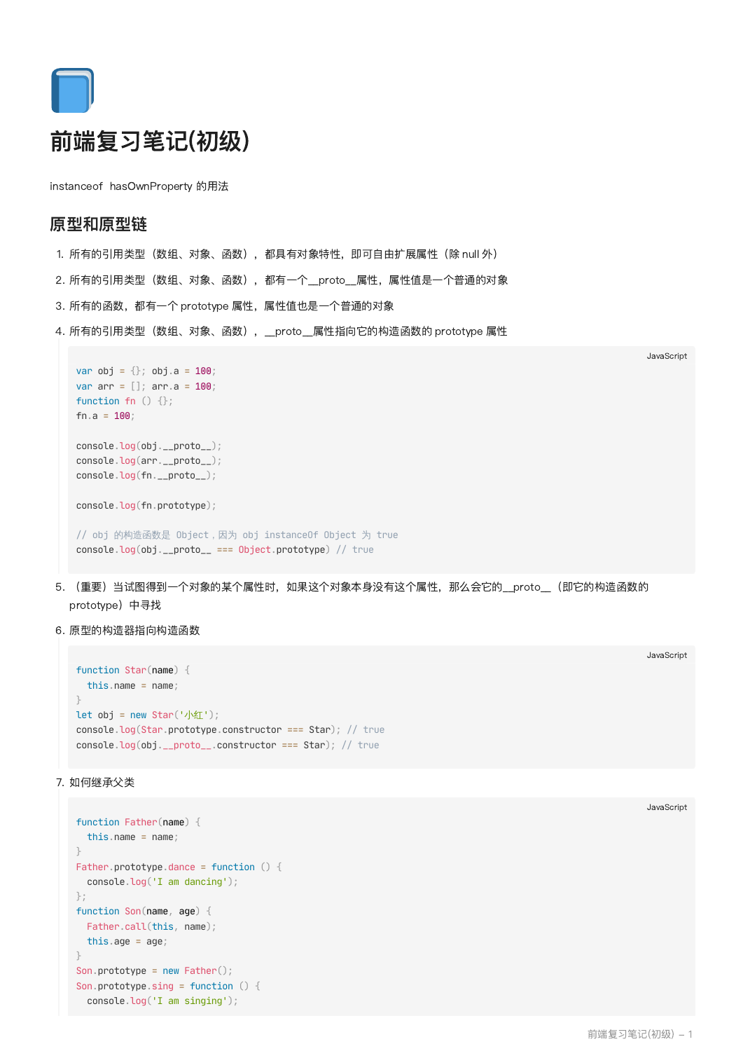# 前端复习笔记(初级)

instanceof hasOwnProperty 的用法

## 原型和原型链

1. 所有的引用类型（数组、对象、函数），都具有对象特性，即可自由扩展属性（除 null 外）
2. 所有的引用类型（数组、对象、函数），都有一个__proto__属性，属性值是一个普通的对象
3. 所有的函数，都有一个 prototype 属性，属性值也是一个普通的对象
4. 所有的引用类型（数组、对象、函数），__proto__属性指向它的构造函数的 prototype 属性

```JavaScript
var obj = {}; obj.a = 100;
var arr = []; arr.a = 100;
function fn () {};
fn.a = 100;

console.log(obj.__proto__);
console.log(arr.__proto__);
console.log(fn.__proto__);

console.log(fn.prototype);

// obj 的构造函数是 Object，因为 obj instanceOf Object 为 true
console.log(obj.__proto__ === Object.prototype) // true
```

5. （重要）当试图得到一个对象的某个属性时，如果这个对象本身没有这个属性，那么会它的__proto__（即它的构造函数的 prototype）中寻找
6. 原型的构造器指向构造函数

```JavaScript
function Star(name) {
  this.name = name;
}
let obj = new Star('小红');
console.log(Star.prototype.constructor === Star); // true
console.log(obj.__proto__.constructor === Star); // true
```

7. 如何继承父类

```JavaScript
function Father(name) {
  this.name = name;
}
Father.prototype.dance = function () {
  console.log('I am dancing');
};
function Son(name, age) {
  Father.call(this, name);
  this.age = age;
}
Son.prototype = new Father();
Son.prototype.sing = function () {
  console.log('I am singing');
```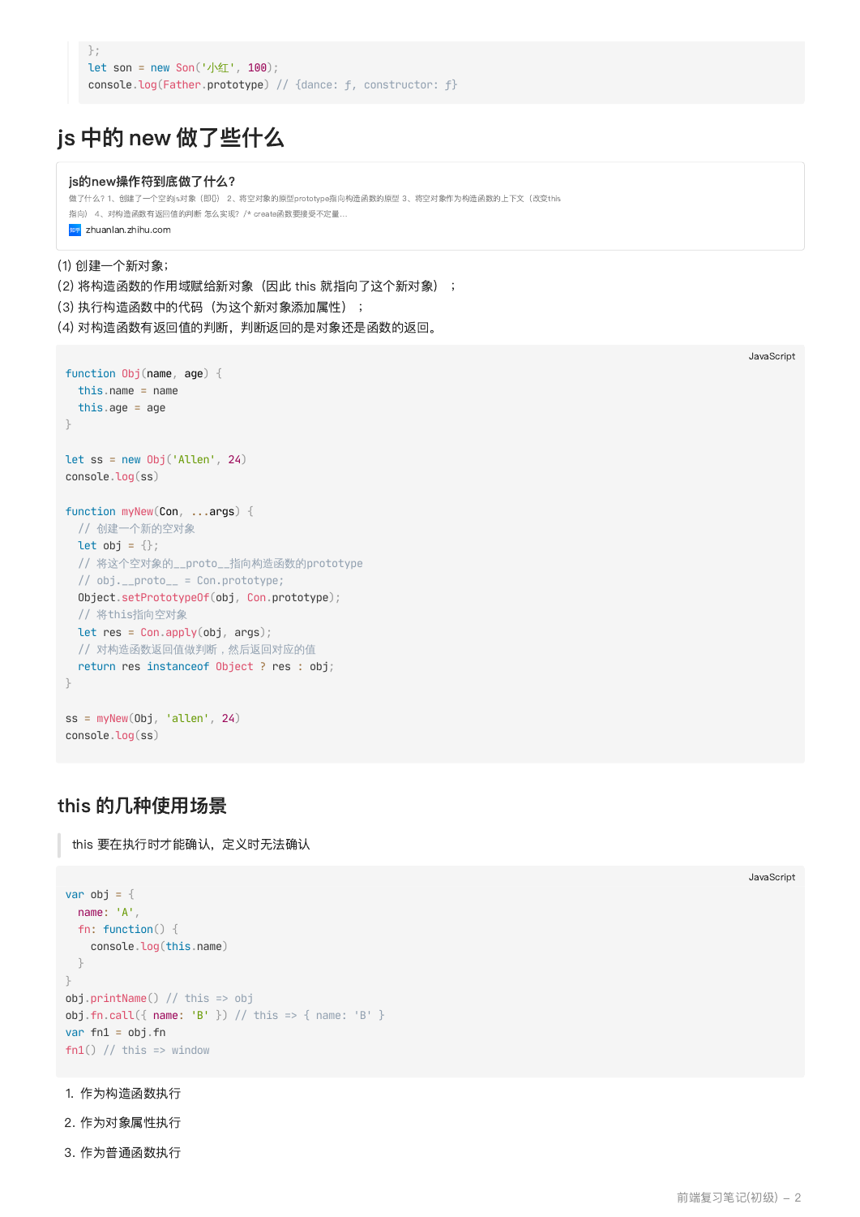```
};
let son = new Son('小红', 100);
console.log(Father.prototype) // {dance: ƒ, constructor: ƒ}
```

# js 中的 new 做了些什么

**js的new操作符到底做了什么？**

做了什么？1、创建了一个空的js对象（即{}） 2、将空对象的原型prototype指向构造函数的原型 3、将空对象作为构造函数的上下文（改变this指向） 4、对构造函数有返回值的判断 怎么实现？ /* create函数要接受不定量...

zhuanlan.zhihu.com

(1) 创建一个新对象；
(2) 将构造函数的作用域赋给新对象（因此 this 就指向了这个新对象）；
(3) 执行构造函数中的代码（为这个新对象添加属性）；
(4) 对构造函数有返回值的判断，判断返回的是对象还是函数的返回。

```javascript
function Obj(name, age) {
  this.name = name
  this.age = age
}

let ss = new Obj('Allen', 24)
console.log(ss)

function myNew(Con, ...args) {
  // 创建一个新的空对象
  let obj = {};
  // 将这个空对象的__proto__指向构造函数的prototype
  // obj.__proto__ = Con.prototype;
  Object.setPrototypeOf(obj, Con.prototype);
  // 将this指向空对象
  let res = Con.apply(obj, args);
  // 对构造函数返回值做判断，然后返回对应的值
  return res instanceof Object ? res : obj;
}

ss = myNew(Obj, 'allen', 24)
console.log(ss)
```

## this 的几种使用场景

> this 要在执行时才能确认，定义时无法确认

```javascript
var obj = {
  name: 'A',
  fn: function() {
    console.log(this.name)
  }
}
obj.printName() // this => obj
obj.fn.call({ name: 'B' }) // this => { name: 'B' }
var fn1 = obj.fn
fn1() // this => window
```

1. 作为构造函数执行
2. 作为对象属性执行
3. 作为普通函数执行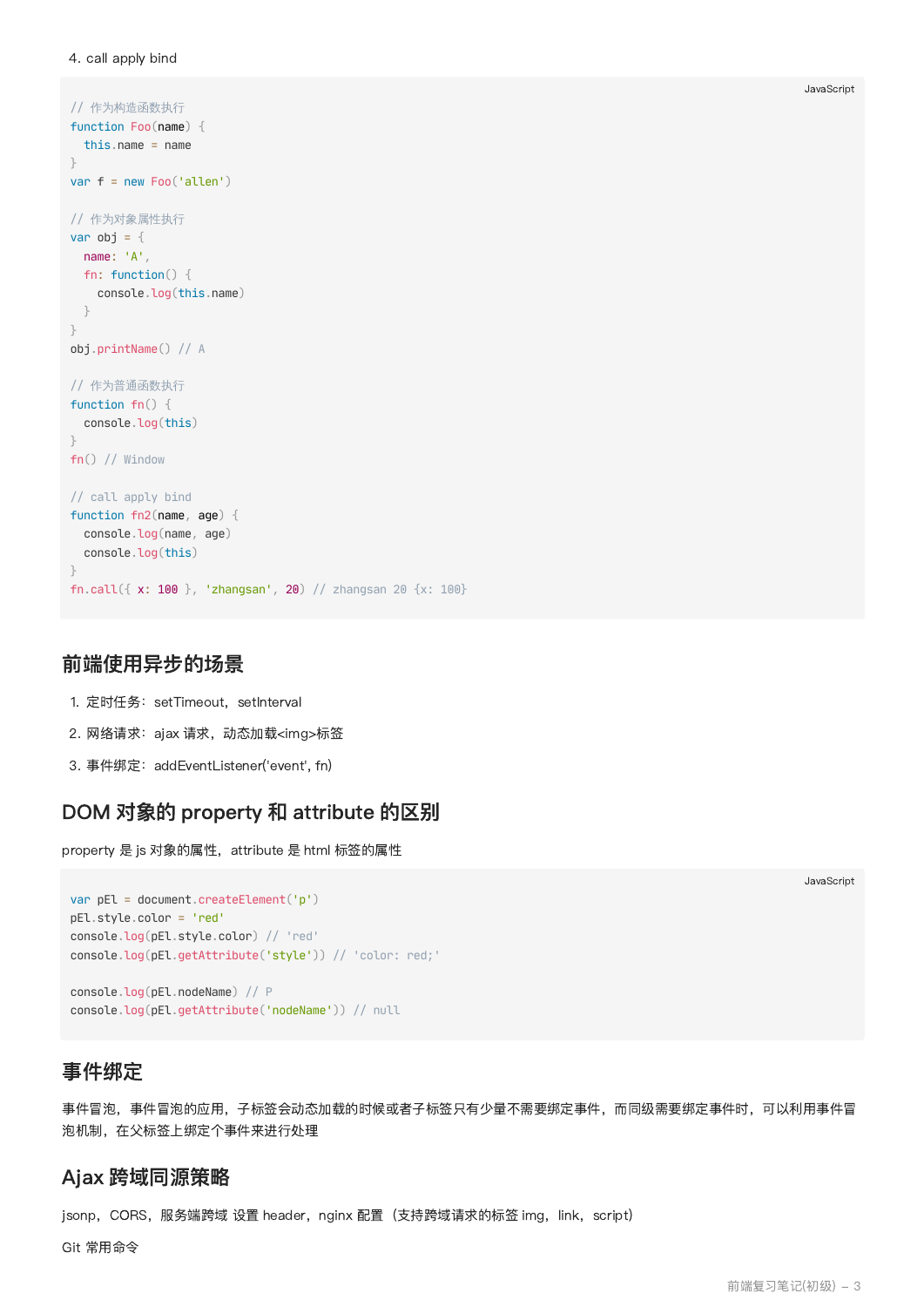4. call apply bind

```JavaScript
// 作为构造函数执行
function Foo(name) {
  this.name = name
}
var f = new Foo('allen')

// 作为对象属性执行
var obj = {
  name: 'A',
  fn: function() {
    console.log(this.name)
  }
}
obj.printName() // A

// 作为普通函数执行
function fn() {
  console.log(this)
}
fn() // Window

// call apply bind
function fn2(name, age) {
  console.log(name, age)
  console.log(this)
}
fn.call({ x: 100 }, 'zhangsan', 20) // zhangsan 20 {x: 100}
```

## 前端使用异步的场景

1. 定时任务：setTimeout，setInterval
2. 网络请求：ajax 请求，动态加载<img>标签
3. 事件绑定：addEventListener('event', fn)

## DOM 对象的 property 和 attribute 的区别

property 是 js 对象的属性，attribute 是 html 标签的属性

```JavaScript
var pEl = document.createElement('p')
pEl.style.color = 'red'
console.log(pEl.style.color) // 'red'
console.log(pEl.getAttribute('style')) // 'color: red;'

console.log(pEl.nodeName) // P
console.log(pEl.getAttribute('nodeName')) // null
```

## 事件绑定

事件冒泡，事件冒泡的应用，子标签会动态加载的时候或者子标签只有少量不需要绑定事件，而同级需要绑定事件时，可以利用事件冒泡机制，在父标签上绑定个事件来进行处理

## Ajax 跨域同源策略

jsonp，CORS，服务端跨域 设置 header，nginx 配置（支持跨域请求的标签 img，link，script）

Git 常用命令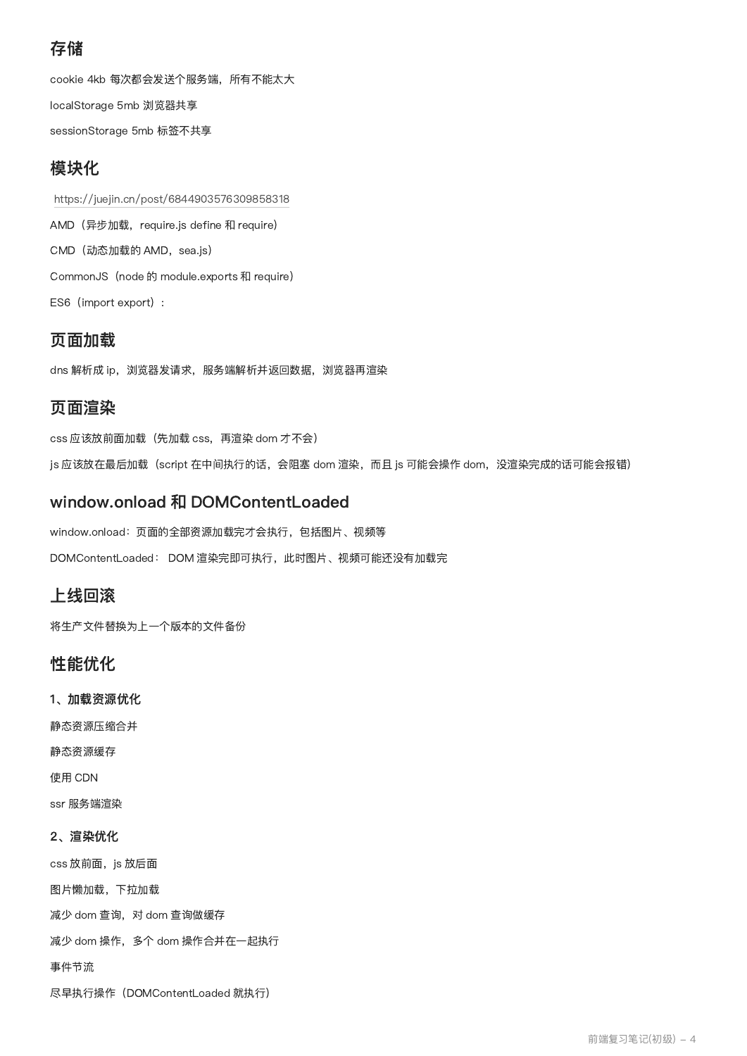## 存储

cookie 4kb 每次都会发送个服务端，所有不能太大

localStorage 5mb 浏览器共享

sessionStorage 5mb 标签不共享

## 模块化

https://juejin.cn/post/6844903576309858318

AMD（异步加载，require.js define 和 require）

CMD（动态加载的 AMD，sea.js）

CommonJS（node 的 module.exports 和 require）

ES6（import export）：

## 页面加载

dns 解析成 ip，浏览器发请求，服务端解析并返回数据，浏览器再渲染

## 页面渲染

css 应该放前面加载（先加载 css，再渲染 dom 才不会）

js 应该放在最后加载（script 在中间执行的话，会阻塞 dom 渲染，而且 js 可能会操作 dom，没渲染完成的话可能会报错）

## window.onload 和 DOMContentLoaded

window.onload：页面的全部资源加载完才会执行，包括图片、视频等

DOMContentLoaded： DOM 渲染完即可执行，此时图片、视频可能还没有加载完

## 上线回滚

将生产文件替换为上一个版本的文件备份

## 性能优化

### 1、加载资源优化

静态资源压缩合并

静态资源缓存

使用 CDN

ssr 服务端渲染

### 2、渲染优化

css 放前面，js 放后面

图片懒加载，下拉加载

减少 dom 查询，对 dom 查询做缓存

减少 dom 操作，多个 dom 操作合并在一起执行

事件节流

尽早执行操作（DOMContentLoaded 就执行）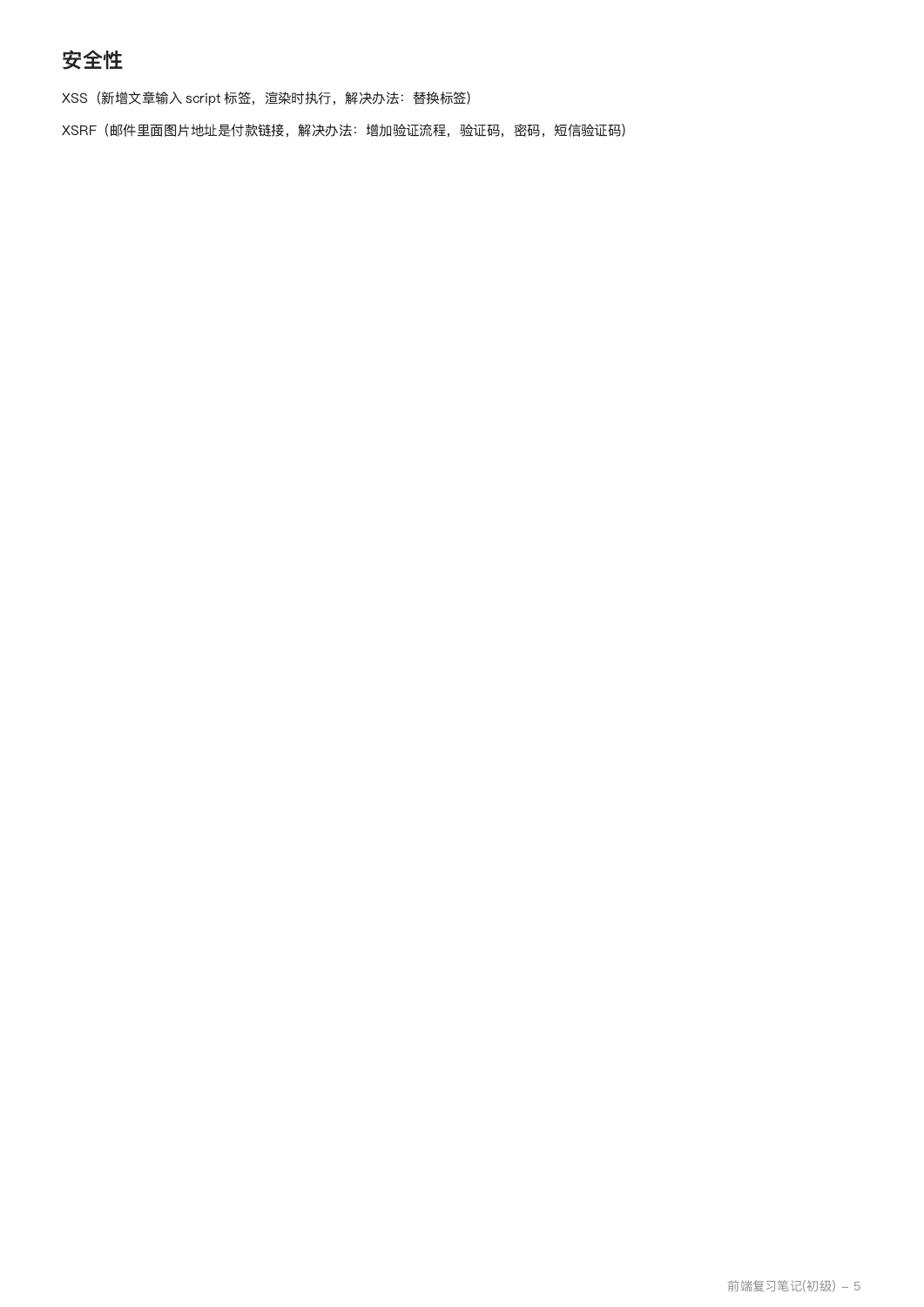## 安全性

XSS（新增文章输入 script 标签，渲染时执行，解决办法：替换标签）

XSRF（邮件里面图片地址是付款链接，解决办法：增加验证流程，验证码，密码，短信验证码）